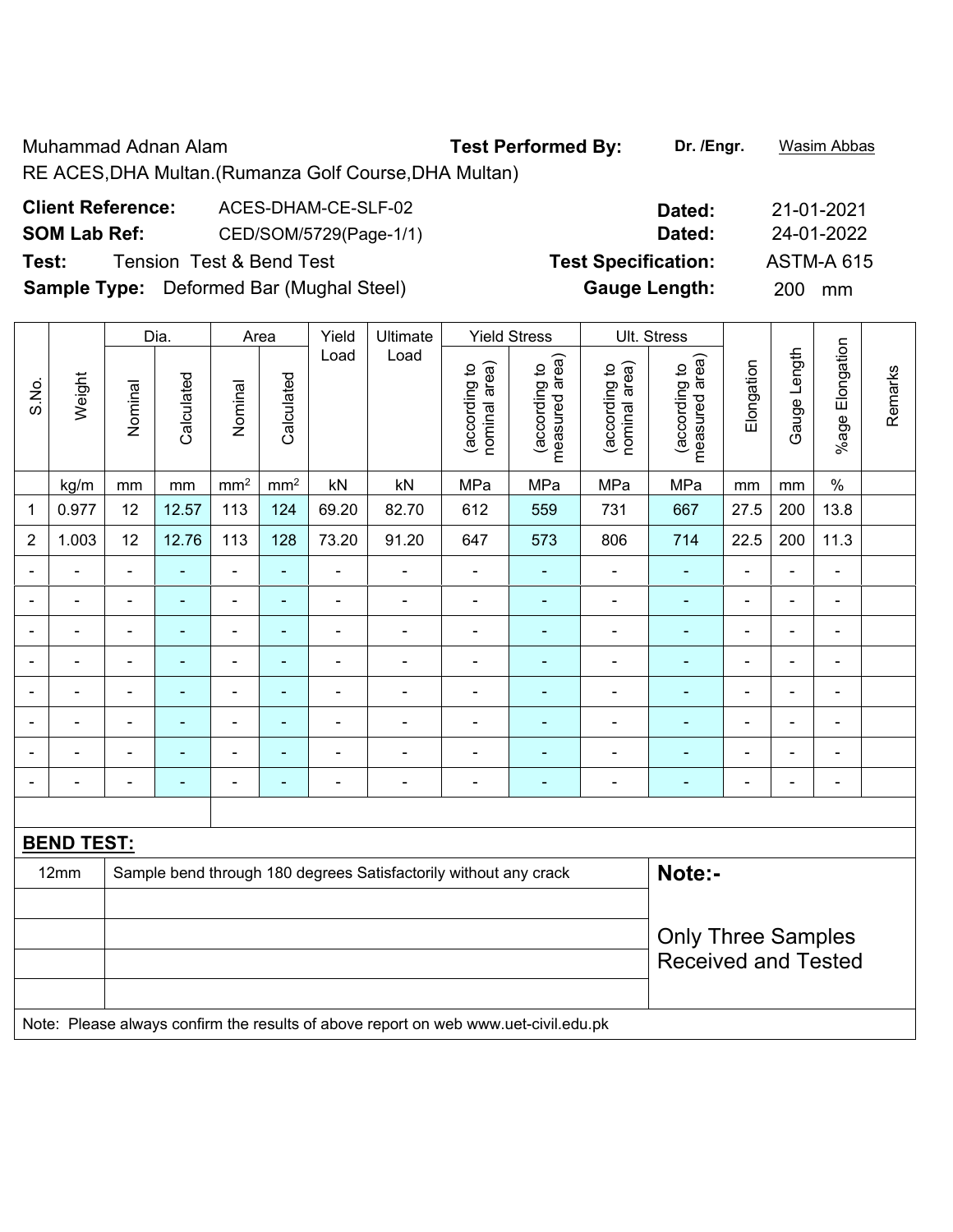Muhammad Adnan Alam

RE ACES,DHA Multan.(Rumanza Golf Course,DHA Multan)

**Test Performed By:** Dr. /Engr. Wasim Abbas

**Client Reference:** ACES-DHAM-CE-SLF-02 **Dated:** 21-01-2021

**SOM Lab Ref:** CED/SOM/5729(Page-1/1) **Dated:** 24-01-2022

**Test:** Tension Test & Bend Test **Test Specification:** ASTM-A 615

**Sample Type:** Deformed Bar (Mughal Steel) **Gauge Length:** 200 mm

| S.No. | Weight | Dia. | | Area | | Yield Load | Ultimate Load | Yield Stress | | Ult. Stress | | Elongation | Gauge Length | %age Elongation | Remarks |
|---|---|---|---|---|---|---|---|---|---|---|---|---|---|---|---|
| | | Nominal | Calculated | Nominal | Calculated | | | (according to nominal area) | (according to measured area) | (according to nominal area) | (according to measured area) | | | | |
| | kg/m | mm | mm | $mm^2$ | $mm^2$ | kN | kN | MPa | MPa | MPa | MPa | mm | mm | % | |
| 1 | 0.977 | 12 | 12.57 | 113 | 124 | 69.20 | 82.70 | 612 | 559 | 731 | 667 | 27.5 | 200 | 13.8 | |
| 2 | 1.003 | 12 | 12.76 | 113 | 128 | 73.20 | 91.20 | 647 | 573 | 806 | 714 | 22.5 | 200 | 11.3 | |
| - | - | - | - | - | - | - | - | - | - | - | - | - | - | - | |
| - | - | - | - | - | - | - | - | - | - | - | - | - | - | - | |
| - | - | - | - | - | - | - | - | - | - | - | - | - | - | - | |
| - | - | - | - | - | - | - | - | - | - | - | - | - | - | - | |
| - | - | - | - | - | - | - | - | - | - | - | - | - | - | - | |
| - | - | - | - | - | - | - | - | - | - | - | - | - | - | - | |
| - | - | - | - | - | - | - | - | - | - | - | - | - | - | - | |
| - | - | - | - | - | - | - | - | - | - | - | - | - | - | - | |

**BEND TEST:**

| | | |
|---|---|---|
| 12mm | Sample bend through 180 degrees Satisfactorily without any crack | **Note:-** |
| | | Only Three Samples Received and Tested |

Note: Please always confirm the results of above report on web www.uet-civil.edu.pk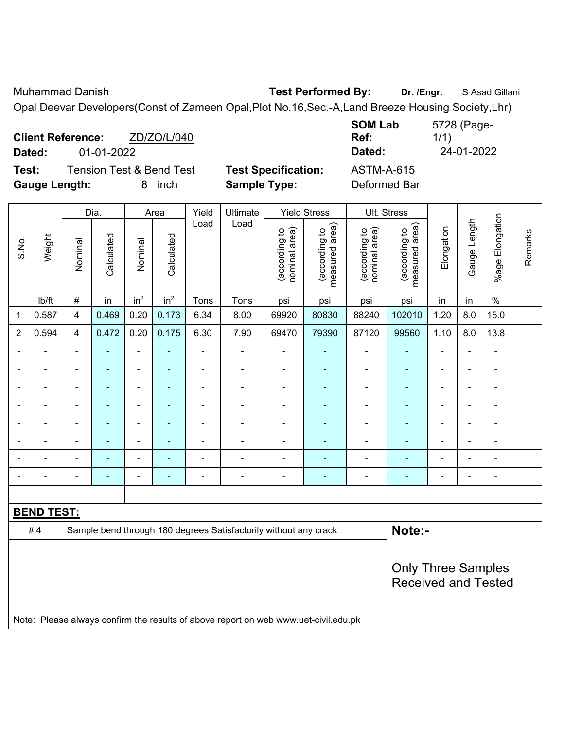Muhammad Danish | **Test Performed By:** **Dr. /Engr.** S Asad Gillani

Opal Deevar Developers(Const of Zameen Opal,Plot No.16,Sec.-A,Land Breeze Housing Society,Lhr)

**Client Reference:** ZD/ZO/L/040 | **SOM Lab Ref:** 5728 (Page-1/1)

**Dated:** 01-01-2022 | **Dated:** 24-01-2022

**Test:** Tension Test & Bend Test | **Test Specification:** ASTM-A-615

**Gauge Length:** 8 inch | **Sample Type:** Deformed Bar

| S.No. | Weight | Dia. | | Area | | Yield Load | Ultimate Load | Yield Stress | | Ult. Stress | | Elongation | Gauge Length | %age Elongation | Remarks |
|---|---|---|---|---|---|---|---|---|---|---|---|---|---|---|---|
| | | Nominal | Calculated | Nominal | Calculated | | | (according to nominal area) | (according to measured area) | (according to nominal area) | (according to measured area) | | | | |
| | lb/ft | # | in | $in^2$ | $in^2$ | Tons | Tons | psi | psi | psi | psi | in | in | % | |
| 1 | 0.587 | 4 | 0.469 | 0.20 | 0.173 | 6.34 | 8.00 | 69920 | 80830 | 88240 | 102010 | 1.20 | 8.0 | 15.0 | |
| 2 | 0.594 | 4 | 0.472 | 0.20 | 0.175 | 6.30 | 7.90 | 69470 | 79390 | 87120 | 99560 | 1.10 | 8.0 | 13.8 | |
| - | - | - | - | - | - | - | - | - | - | - | - | - | - | - | |
| - | - | - | - | - | - | - | - | - | - | - | - | - | - | - | |
| - | - | - | - | - | - | - | - | - | - | - | - | - | - | - | |
| - | - | - | - | - | - | - | - | - | - | - | - | - | - | - | |
| - | - | - | - | - | - | - | - | - | - | - | - | - | - | - | |
| - | - | - | - | - | - | - | - | - | - | - | - | - | - | - | |
| - | - | - | - | - | - | - | - | - | - | - | - | - | - | - | |
| - | - | - | - | - | - | - | - | - | - | - | - | - | - | - | |

**BEND TEST:**

| | | |
|---|---|---|
| # 4 | Sample bend through 180 degrees Satisfactorily without any crack | **Note:-** |
| | | Only Three Samples Received and Tested |

Note: Please always confirm the results of above report on web www.uet-civil.edu.pk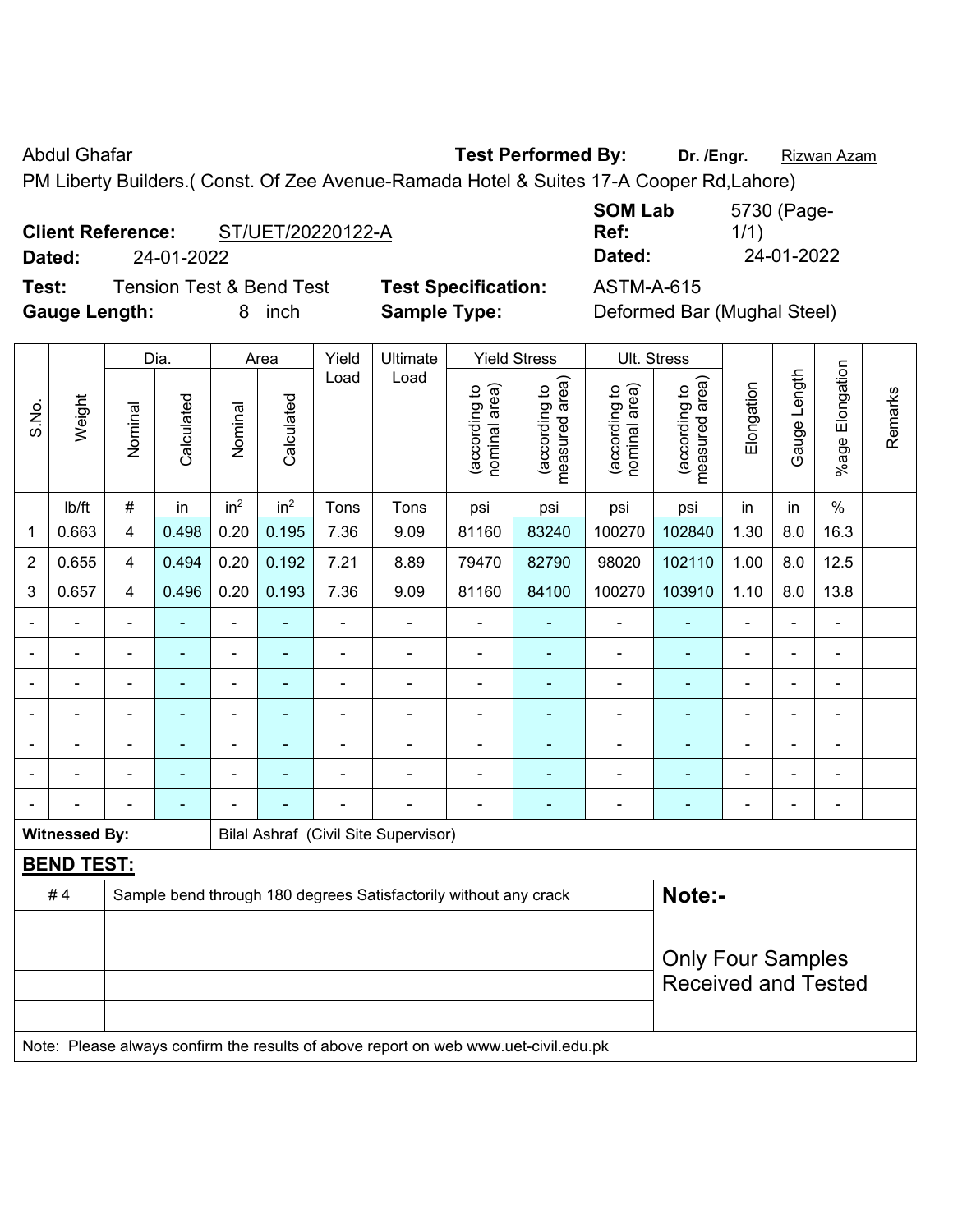Abdul Ghafar **Test Performed By:** **Dr. /Engr.** Rizwan Azam

PM Liberty Builders.( Const. Of Zee Avenue-Ramada Hotel & Suites 17-A Cooper Rd,Lahore)

**Client Reference:** ST/UET/20220122-A **SOM Lab Ref:** 5730 (Page-1/1)

**Dated:** 24-01-2022 **Dated:** 24-01-2022

**Test:** Tension Test & Bend Test **Test Specification:** ASTM-A-615

**Gauge Length:** 8 inch **Sample Type:** Deformed Bar (Mughal Steel)

| S.No. | Weight | Dia. | | Area | | Yield Load | Ultimate Load | Yield Stress | | Ult. Stress | | Elongation | Gauge Length | %age Elongation | Remarks |
|---|---|---|---|---|---|---|---|---|---|---|---|---|---|---|---|
| | | Nominal | Calculated | Nominal | Calculated | | | (according to nominal area) | (according to measured area) | (according to nominal area) | (according to measured area) | | | | |
| | lb/ft | # | in | in$^2$ | in$^2$ | Tons | Tons | psi | psi | psi | psi | in | in | % | |
| 1 | 0.663 | 4 | 0.498 | 0.20 | 0.195 | 7.36 | 9.09 | 81160 | 83240 | 100270 | 102840 | 1.30 | 8.0 | 16.3 | |
| 2 | 0.655 | 4 | 0.494 | 0.20 | 0.192 | 7.21 | 8.89 | 79470 | 82790 | 98020 | 102110 | 1.00 | 8.0 | 12.5 | |
| 3 | 0.657 | 4 | 0.496 | 0.20 | 0.193 | 7.36 | 9.09 | 81160 | 84100 | 100270 | 103910 | 1.10 | 8.0 | 13.8 | |
| - | - | - | - | - | - | - | - | - | - | - | - | - | - | - | |
| - | - | - | - | - | - | - | - | - | - | - | - | - | - | - | |
| - | - | - | - | - | - | - | - | - | - | - | - | - | - | - | |
| - | - | - | - | - | - | - | - | - | - | - | - | - | - | - | |
| - | - | - | - | - | - | - | - | - | - | - | - | - | - | - | |
| - | - | - | - | - | - | - | - | - | - | - | - | - | - | - | |
| - | - | - | - | - | - | - | - | - | - | - | - | - | - | - | |

**Witnessed By:** Bilal Ashraf (Civil Site Supervisor)

**BEND TEST:**

| | | |
|---|---|---|
| # 4 | Sample bend through 180 degrees Satisfactorily without any crack | **Note:-** Only Four Samples Received and Tested |

Note: Please always confirm the results of above report on web www.uet-civil.edu.pk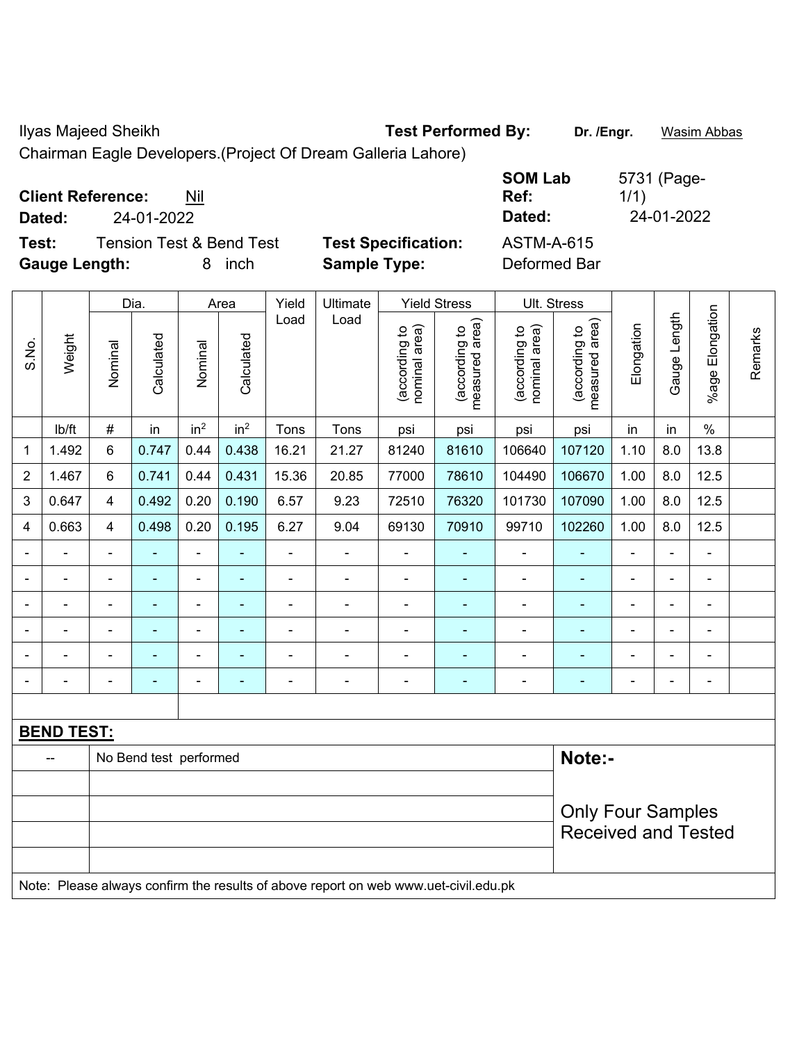Ilyas Majeed Sheikh

Chairman Eagle Developers.(Project Of Dream Galleria Lahore)

**Test Performed By:** **Dr. /Engr.** Wasim Abbas

**Client Reference:** Nil

**Dated:** 24-01-2022

**SOM Lab Ref:** 5731 (Page-1/1)

**Dated:** 24-01-2022

**Test:** Tension Test & Bend Test

**Test Specification:** ASTM-A-615

**Gauge Length:** 8 inch

**Sample Type:** Deformed Bar

| S.No. | Weight | Dia. | | Area | | Yield Load | Ultimate Load | Yield Stress | | Ult. Stress | | Elongation | Gauge Length | %age Elongation | Remarks |
|---|---|---|---|---|---|---|---|---|---|---|---|---|---|---|---|
| | | Nominal | Calculated | Nominal | Calculated | | | (according to nominal area) | (according to measured area) | (according to nominal area) | (according to measured area) | | | | |
| | lb/ft | # | in | $in^2$ | $in^2$ | Tons | Tons | psi | psi | psi | psi | in | in | % | |
| 1 | 1.492 | 6 | 0.747 | 0.44 | 0.438 | 16.21 | 21.27 | 81240 | 81610 | 106640 | 107120 | 1.10 | 8.0 | 13.8 | |
| 2 | 1.467 | 6 | 0.741 | 0.44 | 0.431 | 15.36 | 20.85 | 77000 | 78610 | 104490 | 106670 | 1.00 | 8.0 | 12.5 | |
| 3 | 0.647 | 4 | 0.492 | 0.20 | 0.190 | 6.57 | 9.23 | 72510 | 76320 | 101730 | 107090 | 1.00 | 8.0 | 12.5 | |
| 4 | 0.663 | 4 | 0.498 | 0.20 | 0.195 | 6.27 | 9.04 | 69130 | 70910 | 99710 | 102260 | 1.00 | 8.0 | 12.5 | |
| - | - | - | - | - | - | - | - | - | - | - | - | - | - | - | |
| - | - | - | - | - | - | - | - | - | - | - | - | - | - | - | |
| - | - | - | - | - | - | - | - | - | - | - | - | - | - | - | |
| - | - | - | - | - | - | - | - | - | - | - | - | - | - | - | |
| - | - | - | - | - | - | - | - | - | - | - | - | - | - | - | |
| - | - | - | - | - | - | - | - | - | - | - | - | - | - | - | |

**BEND TEST:**

| -- | No Bend test performed |
|---|---|

**Note:-**

Only Four Samples Received and Tested

Note: Please always confirm the results of above report on web www.uet-civil.edu.pk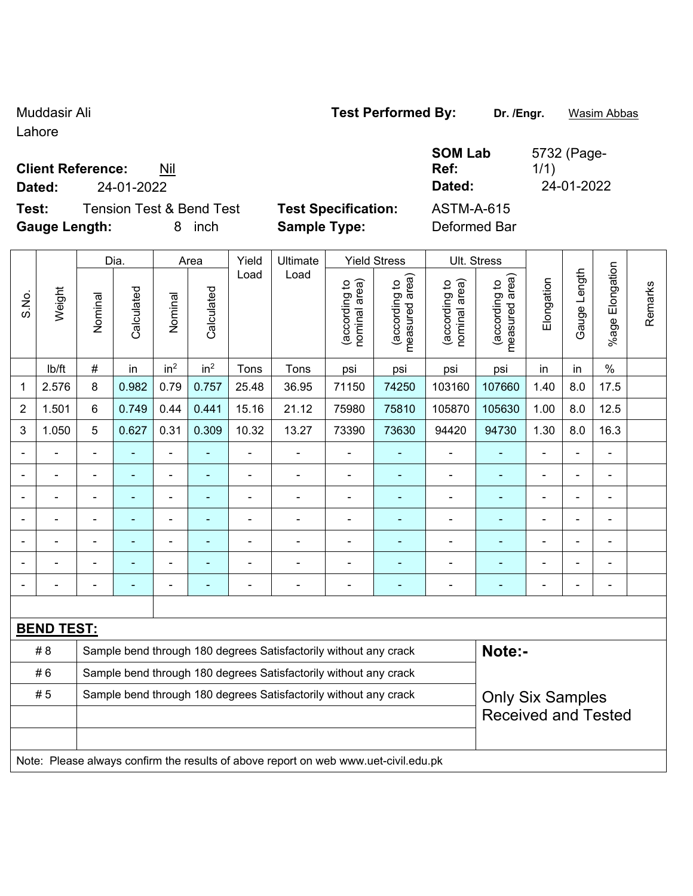Muddasir Ali
Lahore

**Test Performed By:** **Dr. /Engr.** Wasim Abbas

**Client Reference:** Nil

**Dated:** 24-01-2022

**SOM Lab Ref:** 5732 (Page-1/1)

**Dated:** 24-01-2022

**Test:** Tension Test & Bend Test

**Test Specification:** ASTM-A-615

**Gauge Length:** 8 inch

**Sample Type:** Deformed Bar

| S.No. | Weight | Dia. | | Area | | Yield Load | Ultimate Load | Yield Stress | | Ult. Stress | | Elongation | Gauge Length | %age Elongation | Remarks |
|---|---|---|---|---|---|---|---|---|---|---|---|---|---|---|---|
| | | Nominal | Calculated | Nominal | Calculated | | | (according to nominal area) | (according to measured area) | (according to nominal area) | (according to measured area) | | | | |
| | lb/ft | # | in | $in^2$ | $in^2$ | Tons | Tons | psi | psi | psi | psi | in | in | % | |
| 1 | 2.576 | 8 | 0.982 | 0.79 | 0.757 | 25.48 | 36.95 | 71150 | 74250 | 103160 | 107660 | 1.40 | 8.0 | 17.5 | |
| 2 | 1.501 | 6 | 0.749 | 0.44 | 0.441 | 15.16 | 21.12 | 75980 | 75810 | 105870 | 105630 | 1.00 | 8.0 | 12.5 | |
| 3 | 1.050 | 5 | 0.627 | 0.31 | 0.309 | 10.32 | 13.27 | 73390 | 73630 | 94420 | 94730 | 1.30 | 8.0 | 16.3 | |
| - | - | - | - | - | - | - | - | - | - | - | - | - | - | - | |
| - | - | - | - | - | - | - | - | - | - | - | - | - | - | - | |
| - | - | - | - | - | - | - | - | - | - | - | - | - | - | - | |
| - | - | - | - | - | - | - | - | - | - | - | - | - | - | - | |
| - | - | - | - | - | - | - | - | - | - | - | - | - | - | - | |
| - | - | - | - | - | - | - | - | - | - | - | - | - | - | - | |
| - | - | - | - | - | - | - | - | - | - | - | - | - | - | - | |

**BEND TEST:**

| | | |
|---|---|---|
| # 8 | Sample bend through 180 degrees Satisfactorily without any crack | **Note:-** |
| # 6 | Sample bend through 180 degrees Satisfactorily without any crack | |
| # 5 | Sample bend through 180 degrees Satisfactorily without any crack | Only Six Samples Received and Tested |
| | | |
| | | |

Note: Please always confirm the results of above report on web www.uet-civil.edu.pk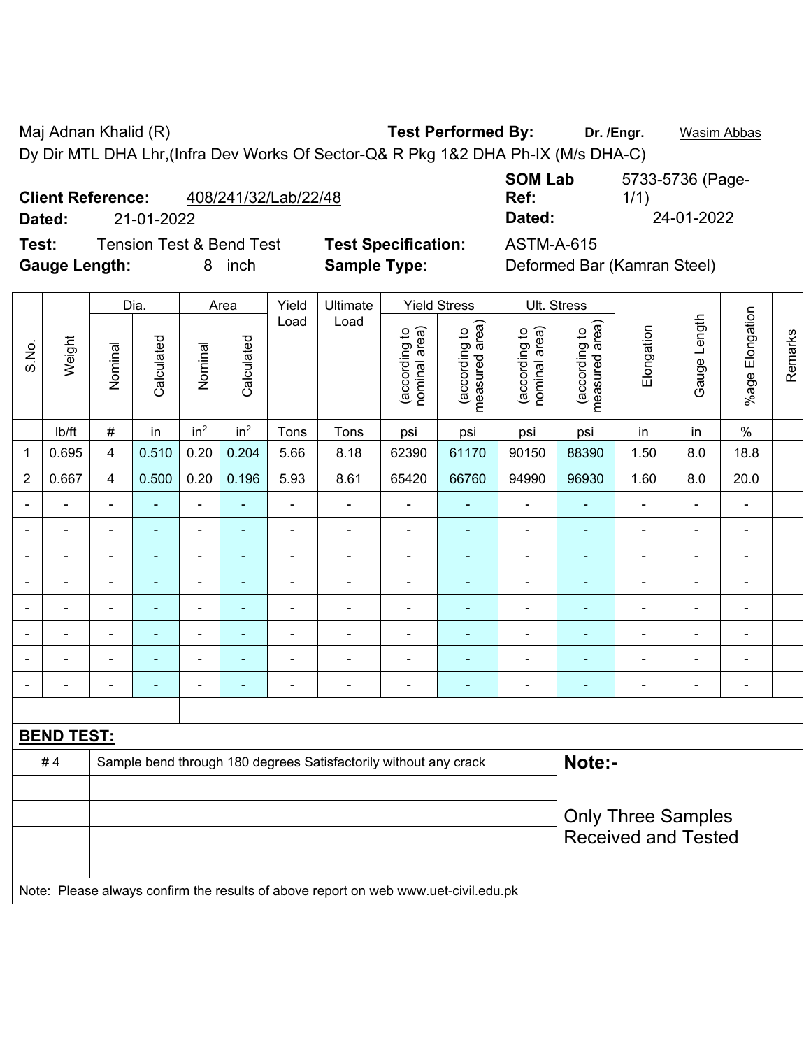Maj Adnan Khalid (R) **Test Performed By:** **Dr. /Engr.** Wasim Abbas

Dy Dir MTL DHA Lhr,(Infra Dev Works Of Sector-Q& R Pkg 1&2 DHA Ph-IX (M/s DHA-C)

**Client Reference:** 408/241/32/Lab/22/48 **SOM Lab Ref:** 5733-5736 (Page-1/1)

**Dated:** 21-01-2022 **Dated:** 24-01-2022

**Test:** Tension Test & Bend Test **Test Specification:** ASTM-A-615

**Gauge Length:** 8 inch **Sample Type:** Deformed Bar (Kamran Steel)

| S.No. | Weight | Dia. | | Area | | Yield Load | Ultimate Load | Yield Stress | | Ult. Stress | | Elongation | Gauge Length | %age Elongation | Remarks |
|---|---|---|---|---|---|---|---|---|---|---|---|---|---|---|---|
| | | Nominal | Calculated | Nominal | Calculated | | | (according to nominal area) | (according to measured area) | (according to nominal area) | (according to measured area) | | | | |
| | lb/ft | # | in | $in^2$ | $in^2$ | Tons | Tons | psi | psi | psi | psi | in | in | % | |
| 1 | 0.695 | 4 | 0.510 | 0.20 | 0.204 | 5.66 | 8.18 | 62390 | 61170 | 90150 | 88390 | 1.50 | 8.0 | 18.8 | |
| 2 | 0.667 | 4 | 0.500 | 0.20 | 0.196 | 5.93 | 8.61 | 65420 | 66760 | 94990 | 96930 | 1.60 | 8.0 | 20.0 | |
| - | - | - | - | - | - | - | - | - | - | - | - | - | - | - | |
| - | - | - | - | - | - | - | - | - | - | - | - | - | - | - | |
| - | - | - | - | - | - | - | - | - | - | - | - | - | - | - | |
| - | - | - | - | - | - | - | - | - | - | - | - | - | - | - | |
| - | - | - | - | - | - | - | - | - | - | - | - | - | - | - | |
| - | - | - | - | - | - | - | - | - | - | - | - | - | - | - | |
| - | - | - | - | - | - | - | - | - | - | - | - | - | - | - | |
| - | - | - | - | - | - | - | - | - | - | - | - | - | - | - | |

**BEND TEST:**

| | | |
|---|---|---|
| # 4 | Sample bend through 180 degrees Satisfactorily without any crack | **Note:-** Only Three Samples Received and Tested |

Note: Please always confirm the results of above report on web www.uet-civil.edu.pk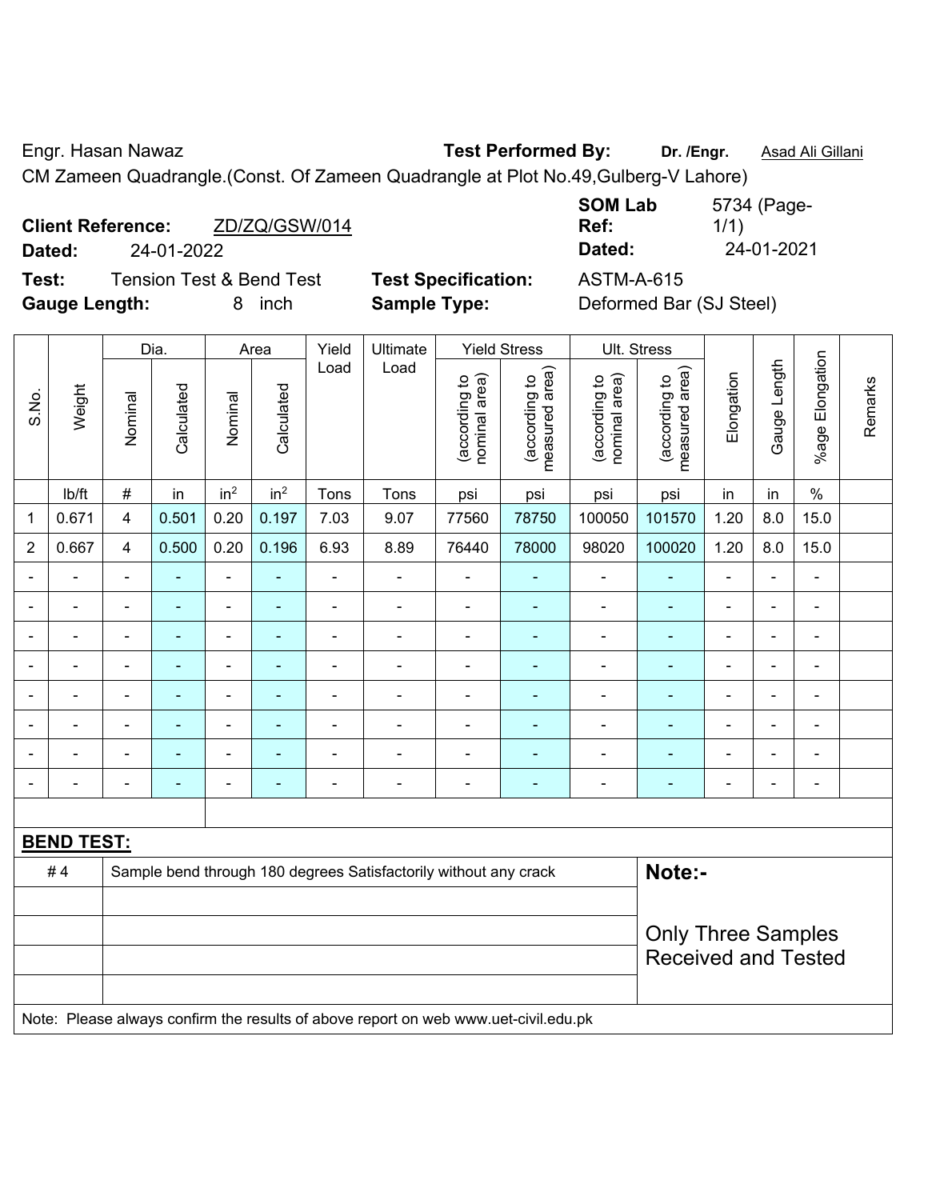Engr. Hasan Nawaz **Test Performed By:** **Dr. /Engr.** Asad Ali Gillani

CM Zameen Quadrangle.(Const. Of Zameen Quadrangle at Plot No.49,Gulberg-V Lahore)

**Client Reference:** ZD/ZQ/GSW/014 **SOM Lab Ref:** 5734 (Page-1/1)

**Dated:** 24-01-2022 **Dated:** 24-01-2021

**Test:** Tension Test & Bend Test **Test Specification:** ASTM-A-615

**Gauge Length:** 8 inch **Sample Type:** Deformed Bar (SJ Steel)

| S.No. | Weight | Dia. | | Area | | Yield Load | Ultimate Load | Yield Stress | | Ult. Stress | | Elongation | Gauge Length | %age Elongation | Remarks |
|---|---|---|---|---|---|---|---|---|---|---|---|---|---|---|---|
| | | Nominal | Calculated | Nominal | Calculated | | | (according to nominal area) | (according to measured area) | (according to nominal area) | (according to measured area) | | | | |
| | lb/ft | # | in | $in^2$ | $in^2$ | Tons | Tons | psi | psi | psi | psi | in | in | % | |
| 1 | 0.671 | 4 | 0.501 | 0.20 | 0.197 | 7.03 | 9.07 | 77560 | 78750 | 100050 | 101570 | 1.20 | 8.0 | 15.0 | |
| 2 | 0.667 | 4 | 0.500 | 0.20 | 0.196 | 6.93 | 8.89 | 76440 | 78000 | 98020 | 100020 | 1.20 | 8.0 | 15.0 | |
| - | - | - | - | - | - | - | - | - | - | - | - | - | - | - | |
| - | - | - | - | - | - | - | - | - | - | - | - | - | - | - | |
| - | - | - | - | - | - | - | - | - | - | - | - | - | - | - | |
| - | - | - | - | - | - | - | - | - | - | - | - | - | - | - | |
| - | - | - | - | - | - | - | - | - | - | - | - | - | - | - | |
| - | - | - | - | - | - | - | - | - | - | - | - | - | - | - | |
| - | - | - | - | - | - | - | - | - | - | - | - | - | - | - | |
| - | - | - | - | - | - | - | - | - | - | - | - | - | - | - | |

**BEND TEST:**

| | | |
|---|---|---|
| # 4 | Sample bend through 180 degrees Satisfactorily without any crack | **Note:-** Only Three Samples Received and Tested |

Note: Please always confirm the results of above report on web www.uet-civil.edu.pk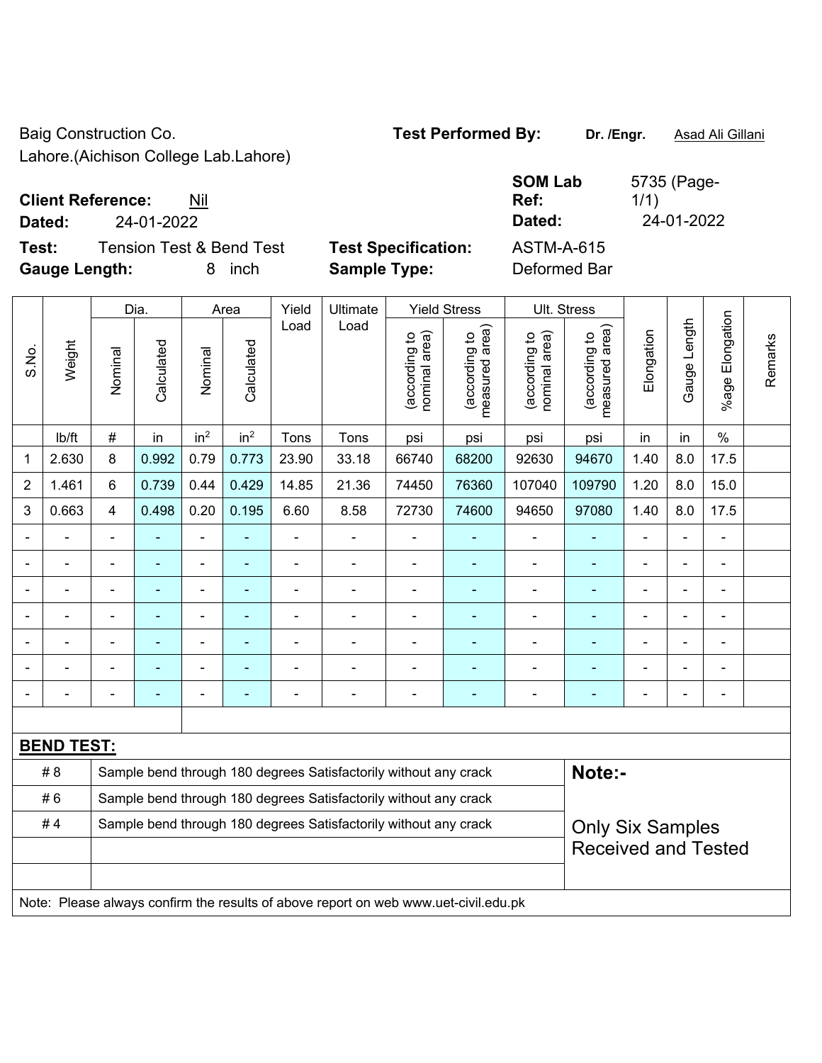Baig Construction Co.
Lahore.(Aichison College Lab.Lahore)

**Test Performed By:** **Dr. /Engr.** Asad Ali Gillani

**Client Reference:** Nil

**Dated:** 24-01-2022

**SOM Lab Ref:** 5735 (Page-1/1)

**Dated:** 24-01-2022

**Test:** Tension Test & Bend Test

**Test Specification:** ASTM-A-615

**Gauge Length:** 8 inch

**Sample Type:** Deformed Bar

| S.No. | Weight | Dia. | | Area | | Yield Load | Ultimate Load | Yield Stress | | Ult. Stress | | Elongation | Gauge Length | %age Elongation | Remarks |
|---|---|---|---|---|---|---|---|---|---|---|---|---|---|---|---|
| | | Nominal | Calculated | Nominal | Calculated | | | (according to nominal area) | (according to measured area) | (according to nominal area) | (according to measured area) | | | | |
| | lb/ft | # | in | $in^2$ | $in^2$ | Tons | Tons | psi | psi | psi | psi | in | in | % | |
| 1 | 2.630 | 8 | 0.992 | 0.79 | 0.773 | 23.90 | 33.18 | 66740 | 68200 | 92630 | 94670 | 1.40 | 8.0 | 17.5 | |
| 2 | 1.461 | 6 | 0.739 | 0.44 | 0.429 | 14.85 | 21.36 | 74450 | 76360 | 107040 | 109790 | 1.20 | 8.0 | 15.0 | |
| 3 | 0.663 | 4 | 0.498 | 0.20 | 0.195 | 6.60 | 8.58 | 72730 | 74600 | 94650 | 97080 | 1.40 | 8.0 | 17.5 | |
| - | - | - | - | - | - | - | - | - | - | - | - | - | - | - | |
| - | - | - | - | - | - | - | - | - | - | - | - | - | - | - | |
| - | - | - | - | - | - | - | - | - | - | - | - | - | - | - | |
| - | - | - | - | - | - | - | - | - | - | - | - | - | - | - | |
| - | - | - | - | - | - | - | - | - | - | - | - | - | - | - | |
| - | - | - | - | - | - | - | - | - | - | - | - | - | - | - | |
| - | - | - | - | - | - | - | - | - | - | - | - | - | - | - | |

**BEND TEST:**

| | | |
|---|---|---|
| # 8 | Sample bend through 180 degrees Satisfactorily without any crack | **Note:-** |
| # 6 | Sample bend through 180 degrees Satisfactorily without any crack | |
| # 4 | Sample bend through 180 degrees Satisfactorily without any crack | Only Six Samples Received and Tested |

Note: Please always confirm the results of above report on web www.uet-civil.edu.pk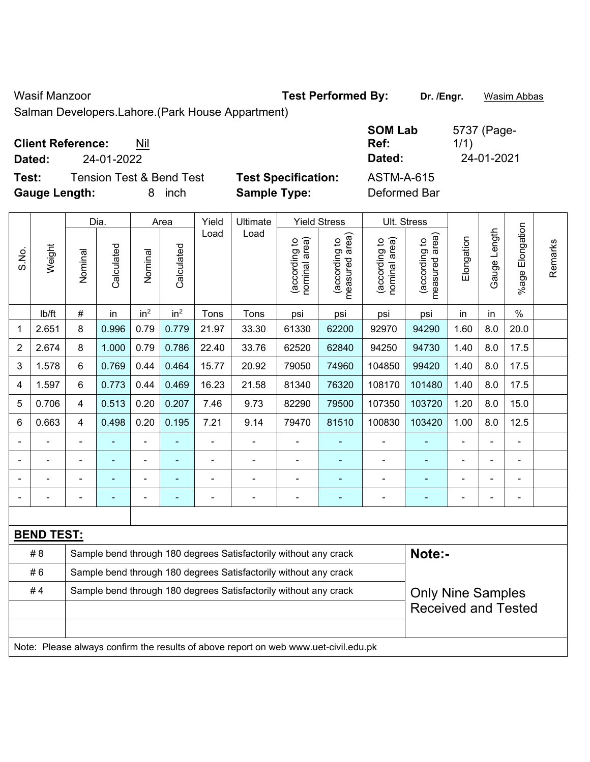Wasif Manzoor

Salman Developers.Lahore.(Park House Appartment)

**Test Performed By:** **Dr. /Engr.** Wasim Abbas

**Client Reference:** Nil

**Dated:** 24-01-2022

**SOM Lab Ref:** 5737 (Page-1/1)

**Dated:** 24-01-2021

**Test:** Tension Test & Bend Test

**Gauge Length:** 8 inch

**Test Specification:** ASTM-A-615

**Sample Type:** Deformed Bar

| S.No. | Weight | Dia. | | Area | | Yield Load | Ultimate Load | Yield Stress | | Ult. Stress | | Elongation | Gauge Length | %age Elongation | Remarks |
|---|---|---|---|---|---|---|---|---|---|---|---|---|---|---|---|
| | | Nominal | Calculated | Nominal | Calculated | | | (according to nominal area) | (according to measured area) | (according to nominal area) | (according to measured area) | | | | |
| | lb/ft | # | in | $in^2$ | $in^2$ | Tons | Tons | psi | psi | psi | psi | in | in | % | |
| 1 | 2.651 | 8 | 0.996 | 0.79 | 0.779 | 21.97 | 33.30 | 61330 | 62200 | 92970 | 94290 | 1.60 | 8.0 | 20.0 | |
| 2 | 2.674 | 8 | 1.000 | 0.79 | 0.786 | 22.40 | 33.76 | 62520 | 62840 | 94250 | 94730 | 1.40 | 8.0 | 17.5 | |
| 3 | 1.578 | 6 | 0.769 | 0.44 | 0.464 | 15.77 | 20.92 | 79050 | 74960 | 104850 | 99420 | 1.40 | 8.0 | 17.5 | |
| 4 | 1.597 | 6 | 0.773 | 0.44 | 0.469 | 16.23 | 21.58 | 81340 | 76320 | 108170 | 101480 | 1.40 | 8.0 | 17.5 | |
| 5 | 0.706 | 4 | 0.513 | 0.20 | 0.207 | 7.46 | 9.73 | 82290 | 79500 | 107350 | 103720 | 1.20 | 8.0 | 15.0 | |
| 6 | 0.663 | 4 | 0.498 | 0.20 | 0.195 | 7.21 | 9.14 | 79470 | 81510 | 100830 | 103420 | 1.00 | 8.0 | 12.5 | |
| - | - | - | - | - | - | - | - | - | - | - | - | - | - | - | |
| - | - | - | - | - | - | - | - | - | - | - | - | - | - | - | |
| - | - | - | - | - | - | - | - | - | - | - | - | - | - | - | |
| - | - | - | - | - | - | - | - | - | - | - | - | - | - | - | |

**BEND TEST:**

| | | |
|---|---|---|
| # 8 | Sample bend through 180 degrees Satisfactorily without any crack | **Note:-** |
| # 6 | Sample bend through 180 degrees Satisfactorily without any crack | |
| # 4 | Sample bend through 180 degrees Satisfactorily without any crack | Only Nine Samples Received and Tested |

Note: Please always confirm the results of above report on web www.uet-civil.edu.pk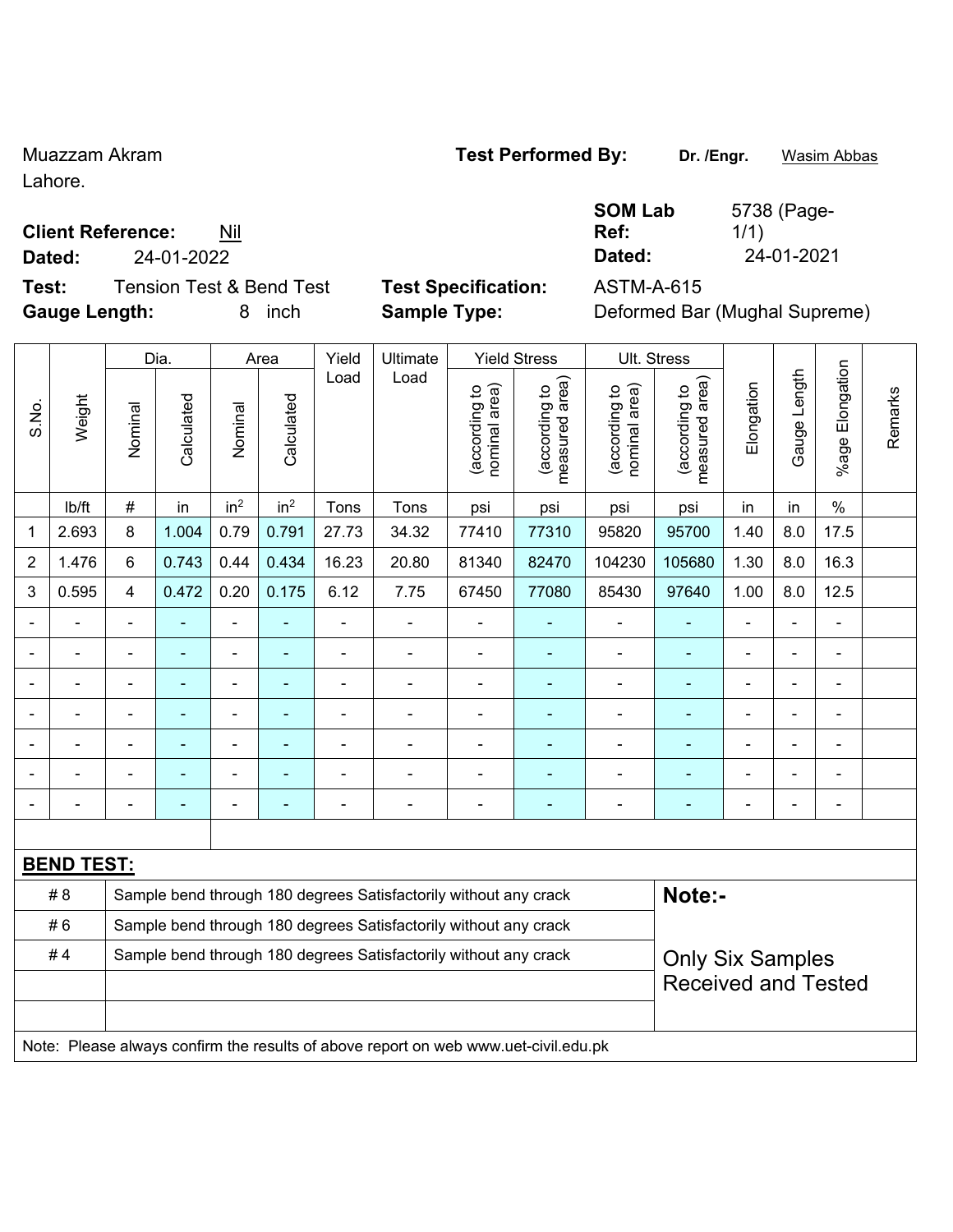Muazzam Akram
Lahore.

**Test Performed By:** **Dr. /Engr.** Wasim Abbas

**Client Reference:** Nil

**Dated:** 24-01-2022

**SOM Lab Ref:** 5738 (Page-1/1)

**Dated:** 24-01-2021

**Test:** Tension Test & Bend Test

**Gauge Length:** 8 inch

**Test Specification:** ASTM-A-615

**Sample Type:** Deformed Bar (Mughal Supreme)

| S.No. | Weight | Dia. | | Area | | Yield Load | Ultimate Load | Yield Stress | | Ult. Stress | | Elongation | Gauge Length | %age Elongation | Remarks |
|---|---|---|---|---|---|---|---|---|---|---|---|---|---|---|---|
| | | Nominal | Calculated | Nominal | Calculated | | | (according to nominal area) | (according to measured area) | (according to nominal area) | (according to measured area) | | | | |
| | lb/ft | # | in | $in^2$ | $in^2$ | Tons | Tons | psi | psi | psi | psi | in | in | % | |
| 1 | 2.693 | 8 | 1.004 | 0.79 | 0.791 | 27.73 | 34.32 | 77410 | 77310 | 95820 | 95700 | 1.40 | 8.0 | 17.5 | |
| 2 | 1.476 | 6 | 0.743 | 0.44 | 0.434 | 16.23 | 20.80 | 81340 | 82470 | 104230 | 105680 | 1.30 | 8.0 | 16.3 | |
| 3 | 0.595 | 4 | 0.472 | 0.20 | 0.175 | 6.12 | 7.75 | 67450 | 77080 | 85430 | 97640 | 1.00 | 8.0 | 12.5 | |
| - | - | - | - | - | - | - | - | - | - | - | - | - | - | - | |
| - | - | - | - | - | - | - | - | - | - | - | - | - | - | - | |
| - | - | - | - | - | - | - | - | - | - | - | - | - | - | - | |
| - | - | - | - | - | - | - | - | - | - | - | - | - | - | - | |
| - | - | - | - | - | - | - | - | - | - | - | - | - | - | - | |
| - | - | - | - | - | - | - | - | - | - | - | - | - | - | - | |
| - | - | - | - | - | - | - | - | - | - | - | - | - | - | - | |

**BEND TEST:**

| | |
|---|---|
| # 8 | Sample bend through 180 degrees Satisfactorily without any crack |
| # 6 | Sample bend through 180 degrees Satisfactorily without any crack |
| # 4 | Sample bend through 180 degrees Satisfactorily without any crack |

**Note:-**

Only Six Samples Received and Tested

Note: Please always confirm the results of above report on web www.uet-civil.edu.pk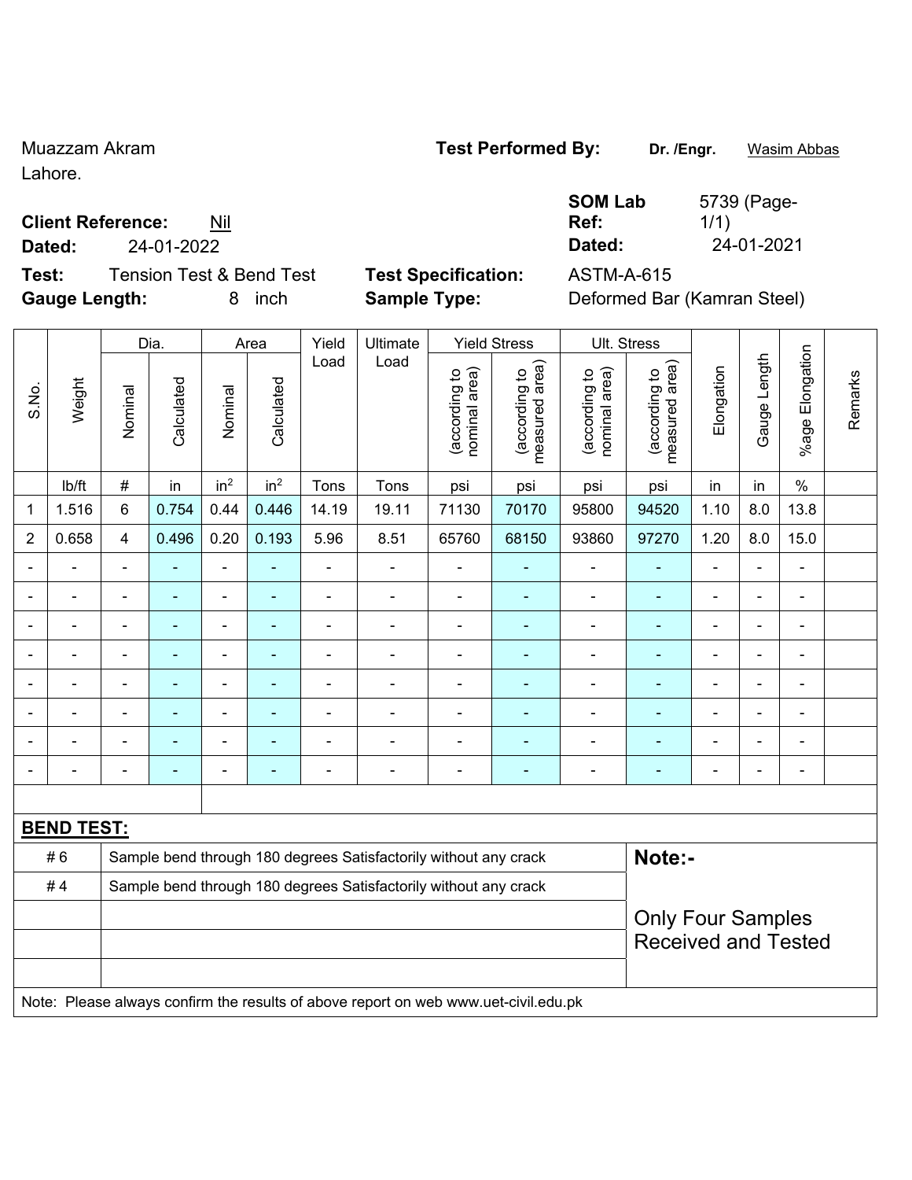Muazzam Akram
Lahore.

**Test Performed By:** **Dr. /Engr.** Wasim Abbas

**Client Reference:** Nil

**Dated:** 24-01-2022

**SOM Lab Ref:** 5739 (Page-1/1)

**Dated:** 24-01-2021

**Test:** Tension Test & Bend Test

**Test Specification:** ASTM-A-615

**Gauge Length:** 8 inch

**Sample Type:** Deformed Bar (Kamran Steel)

| S.No. | Weight | Dia. | | Area | | Yield Load | Ultimate Load | Yield Stress | | Ult. Stress | | Elongation | Gauge Length | %age Elongation | Remarks |
|---|---|---|---|---|---|---|---|---|---|---|---|---|---|---|---|
| | | Nominal | Calculated | Nominal | Calculated | | | (according to nominal area) | (according to measured area) | (according to nominal area) | (according to measured area) | | | | |
| | lb/ft | # | in | in² | in² | Tons | Tons | psi | psi | psi | psi | in | in | % | |
| 1 | 1.516 | 6 | 0.754 | 0.44 | 0.446 | 14.19 | 19.11 | 71130 | 70170 | 95800 | 94520 | 1.10 | 8.0 | 13.8 | |
| 2 | 0.658 | 4 | 0.496 | 0.20 | 0.193 | 5.96 | 8.51 | 65760 | 68150 | 93860 | 97270 | 1.20 | 8.0 | 15.0 | |
| - | - | - | - | - | - | - | - | - | - | - | - | - | - | - | |
| - | - | - | - | - | - | - | - | - | - | - | - | - | - | - | |
| - | - | - | - | - | - | - | - | - | - | - | - | - | - | - | |
| - | - | - | - | - | - | - | - | - | - | - | - | - | - | - | |
| - | - | - | - | - | - | - | - | - | - | - | - | - | - | - | |
| - | - | - | - | - | - | - | - | - | - | - | - | - | - | - | |
| - | - | - | - | - | - | - | - | - | - | - | - | - | - | - | |
| - | - | - | - | - | - | - | - | - | - | - | - | - | - | - | |

**BEND TEST:**

| | |
|---|---|
| # 6 | Sample bend through 180 degrees Satisfactorily without any crack |
| # 4 | Sample bend through 180 degrees Satisfactorily without any crack |

**Note:-**

Only Four Samples Received and Tested

Note: Please always confirm the results of above report on web www.uet-civil.edu.pk